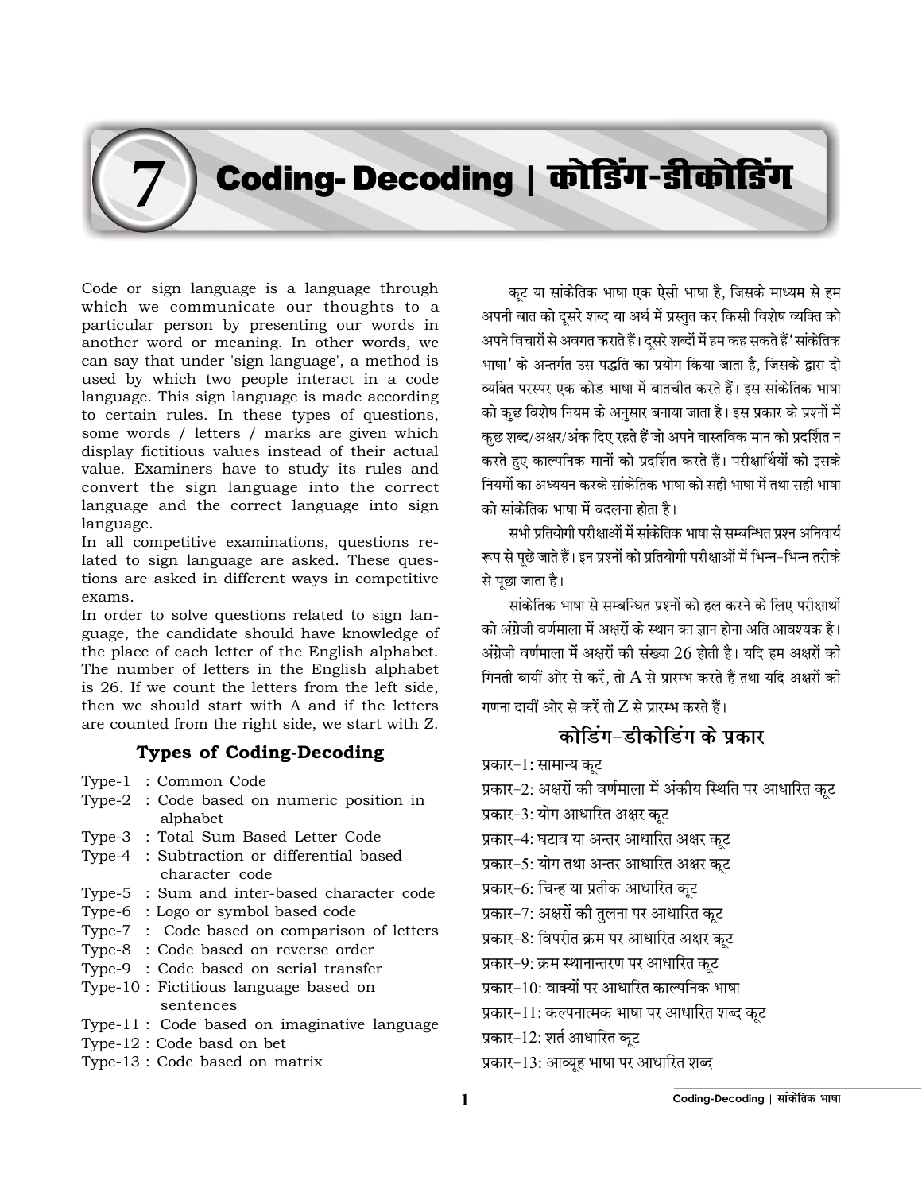# 7 Coding- Decoding | कोडिंग-डीकोडिंग

Code or sign language is a language through which we communicate our thoughts to a particular person by presenting our words in another word or meaning. In other words, we can say that under 'sign language', a method is used by which two people interact in a code language. This sign language is made according to certain rules. In these types of questions, some words / letters / marks are given which display fictitious values instead of their actual value. Examiners have to study its rules and convert the sign language into the correct language and the correct language into sign language.

In all competitive examinations, questions related to sign language are asked. These questions are asked in different ways in competitive exams.

In order to solve questions related to sign language, the candidate should have knowledge of the place of each letter of the English alphabet. The number of letters in the English alphabet is 26. If we count the letters from the left side, then we should start with A and if the letters are counted from the right side, we start with Z.

### Types of Coding-Decoding

- Type-1 : Common Code
- Type-2 : Code based on numeric position in alphabet
- Type-3 : Total Sum Based Letter Code
- Type-4 : Subtraction or differential based character code
- Type-5 : Sum and inter-based character code
- Type-6 : Logo or symbol based code
- Type-7 : Code based on comparison of letters
- Type-8 : Code based on reverse order
- Type-9 : Code based on serial transfer
- Type-10 : Fictitious language based on sentences
- Type-11 : Code based on imaginative language
- Type-12 : Code basd on bet
- Type-13 : Code based on matrix

कूट या सांकेतिक भाषा एक ऐसी भाषा है, जिसके माध्यम से हम अपनी बात को दूसरे शब्द या अर्थ में प्रस्तुत कर किसी विशेष व्यक्ति को अपने विचारों से अवगत कराते हैं। दूसरे शब्दों में हम कह सकते हैं 'सांकेतिक भाषा' के अन्तर्गत उस पद्धति का प्रयोग किया जाता है, जिसके द्वारा दो व्यक्ति परस्पर एक कोड भाषा में बातचीत करते हैं। इस सांकेतिक भाषा को कुछ विशेष नियम के अनुसार बनाया जाता है। इस प्रकार के प्रश्नों में कुछ शब्द/अक्षर/अंक दिए रहते हैं जो अपने वास्तविक मान को प्रदर्शित न करते हुए काल्पनिक मानों को प्रदर्शित करते हैं। परीक्षार्थियों को इसके नियमों का अध्ययन करके सांकेतिक भाषा को सही भाषा में तथा सही भाषा को सांकेतिक भाषा में बदलना होता है।

सभी प्रतियोगी परीक्षाओं में सांकेतिक भाषा से सम्बन्धित प्रश्न अनिवार्य रूप से पूछे जाते हैं। इन प्रश्नों को प्रतियोगी परीक्षाओं में भिन्न-भिन्न तरीके से पूछा जाता है।

सांकेतिक भाषा से सम्बन्धित प्रश्नों को हल करने के लिए परीक्षार्थी को अंग्रेजी वर्णमाला में अक्षरों के स्थान का ज्ञान होना अति आवश्यक है। अंग्रेजी वर्णमाला में अक्षरों की संख्या 26 होती है। यदि हम अक्षरों की गिनती बायीं ओर से करें, तो A से प्रारम्भ करते हैं तथा यदि अक्षरों की गणना दायीं ओर से करें तो Z से प्रारम्भ करते हैं।

### कोडिंग-डीकोडिंग के प्रकार

- प्रकार-1: सामान्य कूट
- प्रकार-2: अक्षरों की वर्णमाला में अंकीय स्थिति पर आधारित कूट
- प्रकार-3: योग आधारित अक्षर कूट
- प्रकार-4: घटाव या अन्तर आधारित अक्षर कूट
- प्रकार-5: योग तथा अन्तर आधारित अक्षर कूट
- प्रकार-6: चिन्ह या प्रतीक आधारित कूट
- प्रकार-7: अक्षरों की तुलना पर आधारित कूट
- प्रकार-8: विपरीत क्रम पर आधारित अक्षर कूट
- प्रकार-9: क्रम स्थानान्तरण पर आधारित कूट
- प्रकार-10: वाक्यों पर आधारित काल्पनिक भाषा
- प्रकार-11: कल्पनात्मक भाषा पर आधारित शब्द कूट
- प्रकार-12: शर्त आधारित कूट
- प्रकार-13: आव्यूह भाषा पर आधारित शब्द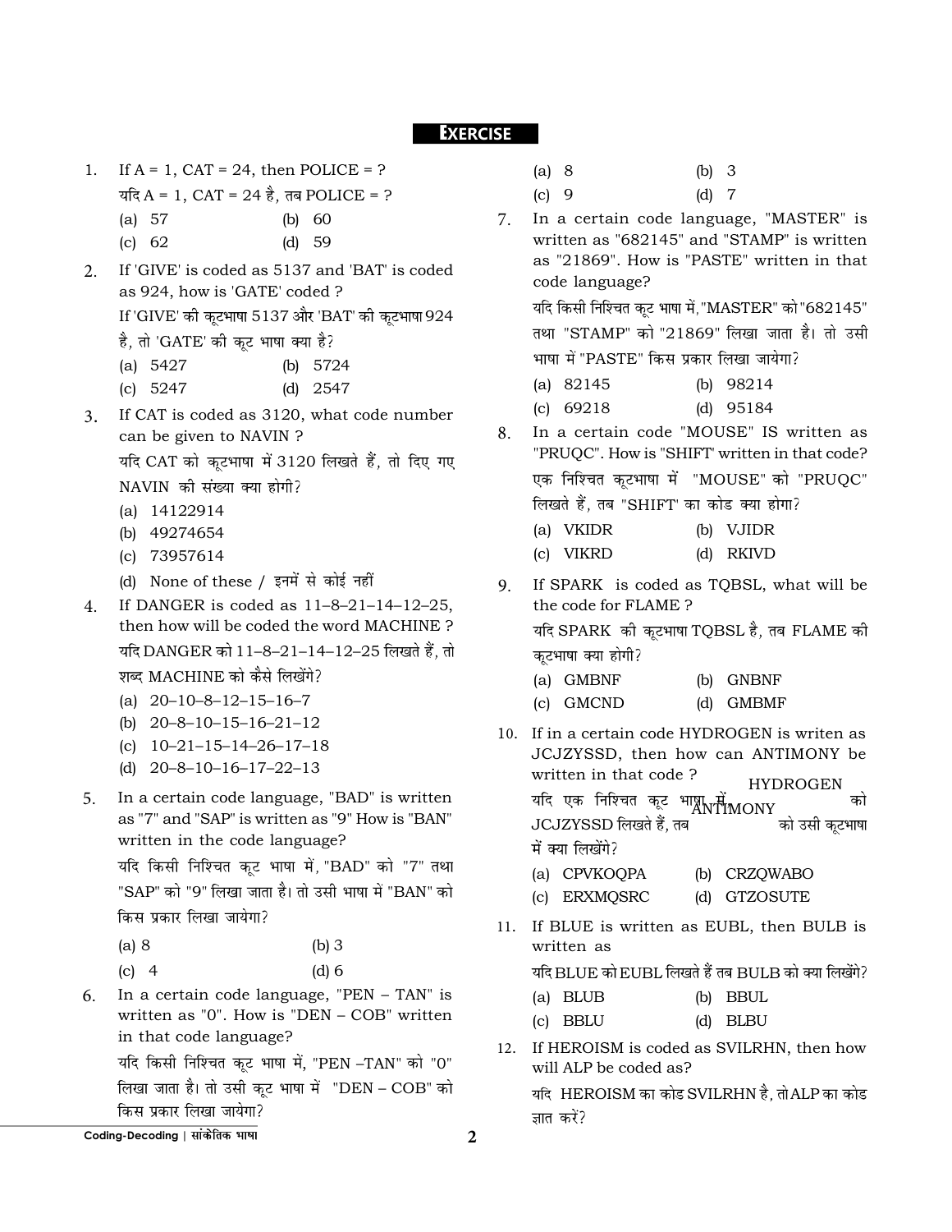## EXERCISE

1. If A = 1, CAT = 24, then POLICE = ?
   यदि A = 1, CAT = 24 है, तब POLICE = ?
   (a) 57 (b) 60
   (c) 62 (d) 59

2. If 'GIVE' is coded as 5137 and 'BAT' is coded as 924, how is 'GATE' coded ?
   If 'GIVE' की कूटभाषा 5137 और 'BAT' की कूटभाषा 924 है, तो 'GATE' की कूट भाषा क्या है?
   (a) 5427 (b) 5724
   (c) 5247 (d) 2547

3. If CAT is coded as 3120, what code number can be given to NAVIN ?
   यदि CAT को कूटभाषा में 3120 लिखते हैं, तो दिए गए NAVIN की संख्या क्या होगी?
   (a) 14122914
   (b) 49274654
   (c) 73957614
   (d) None of these / इनमें से कोई नहीं

4. If DANGER is coded as 11–8–21–14–12–25, then how will be coded the word MACHINE ?
   यदि DANGER को 11–8–21–14–12–25 लिखते हैं, तो शब्द MACHINE को कैसे लिखेंगे?
   (a) 20–10–8–12–15–16–7
   (b) 20–8–10–15–16–21–12
   (c) 10–21–15–14–26–17–18
   (d) 20–8–10–16–17–22–13

5. In a certain code language, "BAD" is written as "7" and "SAP" is written as "9" How is "BAN" written in the code language?
   यदि किसी निश्चित कूट भाषा में, "BAD" को "7" तथा "SAP" को "9" लिखा जाता है। तो उसी भाषा में "BAN" को किस प्रकार लिखा जायेगा?
   (a) 8 (b) 3
   (c) 4 (d) 6

6. In a certain code language, "PEN – TAN" is written as "0". How is "DEN – COB" written in that code language?
   यदि किसी निश्चित कूट भाषा में, "PEN –TAN" को "0" लिखा जाता है। तो उसी कूट भाषा में "DEN – COB" को किस प्रकार लिखा जायेगा?
   (a) 8 (b) 3
   (c) 9 (d) 7

7. In a certain code language, "MASTER" is written as "682145" and "STAMP" is written as "21869". How is "PASTE" written in that code language?
   यदि किसी निश्चित कूट भाषा में, "MASTER" को "682145" तथा "STAMP" को "21869" लिखा जाता है। तो उसी भाषा में "PASTE" किस प्रकार लिखा जायेगा?
   (a) 82145 (b) 98214
   (c) 69218 (d) 95184

8. In a certain code "MOUSE" IS written as "PRUQC". How is "SHIFT" written in that code?
   एक निश्चित कूटभाषा में "MOUSE" को "PRUQC" लिखते हैं, तब "SHIFT" का कोड क्या होगा?
   (a) VKIDR (b) VJIDR
   (c) VIKRD (d) RKIVD

9. If SPARK is coded as TQBSL, what will be the code for FLAME ?
   यदि SPARK की कूटभाषा TQBSL है, तब FLAME की कूटभाषा क्या होगी?
   (a) GMBNF (b) GNBNF
   (c) GMCND (d) GMBMF

10. If in a certain code HYDROGEN is writen as JCJZYSSD, then how can ANTIMONY be written in that code ?
    यदि एक निश्चित कूट भाषा में HYDROGEN को JCJZYSSD लिखते हैं, तब ANTIMONY को उसी कूटभाषा में क्या लिखेंगे?
    (a) CPVKOQPA (b) CRZQWABO
    (c) ERXMQSRC (d) GTZOSUTE

11. If BLUE is written as EUBL, then BULB is written as
    यदि BLUE को EUBL लिखते हैं तब BULB को क्या लिखेंगे?
    (a) BLUB (b) BBUL
    (c) BBLU (d) BLBU

12. If HEROISM is coded as SVILRHN, then how will ALP be coded as?
    यदि HEROISM का कोड SVILRHN है, तो ALP का कोड ज्ञात करें?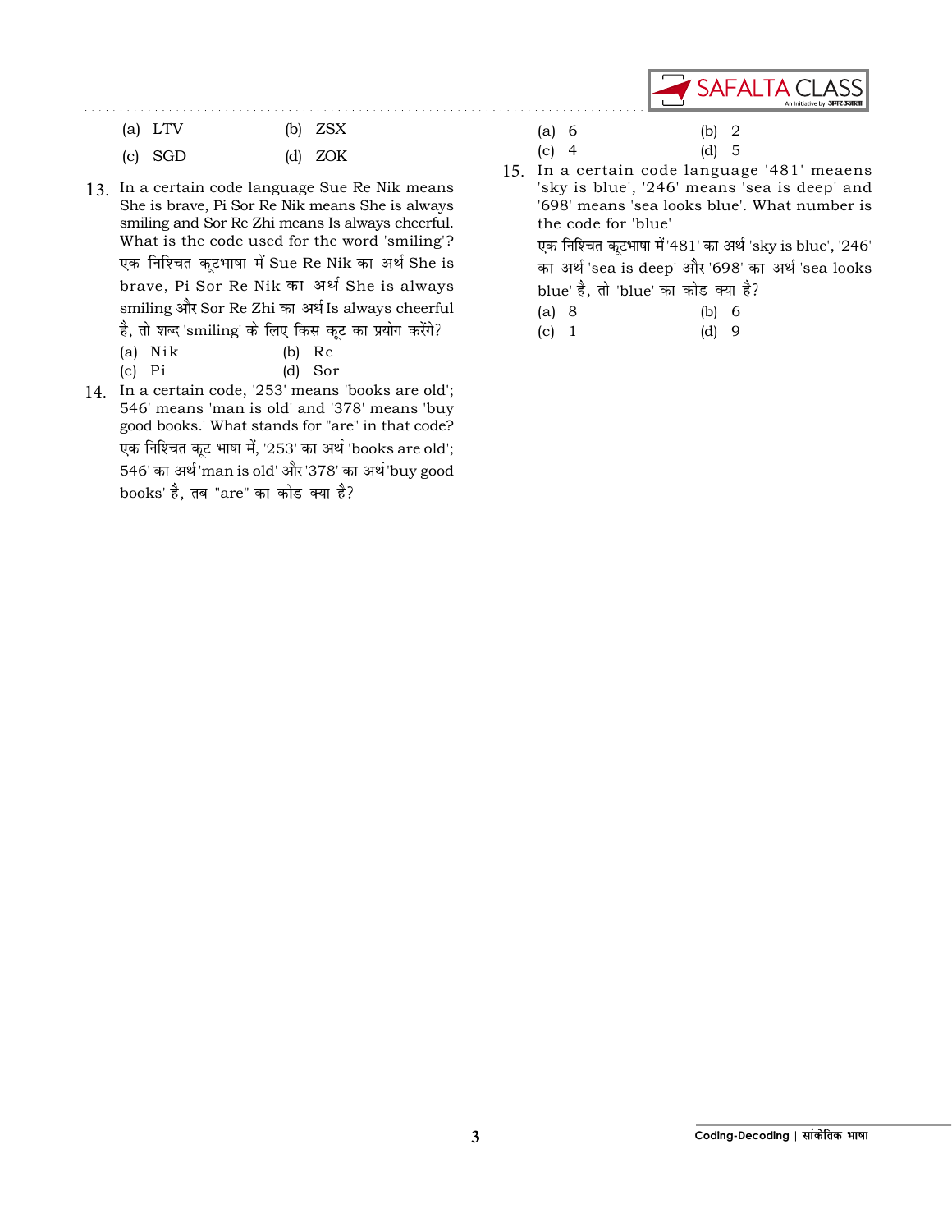(a) LTV (b) ZSX

(c) SGD (d) ZOK

13. In a certain code language Sue Re Nik means She is brave, Pi Sor Re Nik means She is always smiling and Sor Re Zhi means Is always cheerful. What is the code used for the word 'smiling'?

एक निश्चित कूटभाषा में Sue Re Nik का अर्थ She is brave, Pi Sor Re Nik का अर्थ She is always smiling और Sor Re Zhi का अर्थ Is always cheerful है, तो शब्द 'smiling' के लिए किस कूट का प्रयोग करेंगे?

(a) Nik (b) Re

(c) Pi (d) Sor

14. In a certain code, '253' means 'books are old'; 546' means 'man is old' and '378' means 'buy good books.' What stands for "are" in that code?

एक निश्चित कूट भाषा में, '253' का अर्थ 'books are old'; 546' का अर्थ 'man is old' और '378' का अर्थ 'buy good books' है, तब "are" का कोड क्या है?

(a) 6 (b) 2

(c) 4 (d) 5

15. In a certain code language '481' meaens 'sky is blue', '246' means 'sea is deep' and '698' means 'sea looks blue'. What number is the code for 'blue'

एक निश्चित कूटभाषा में '481' का अर्थ 'sky is blue', '246' का अर्थ 'sea is deep' और '698' का अर्थ 'sea looks blue' है, तो 'blue' का कोड क्या है?

(a) 8 (b) 6

(c) 1 (d) 9